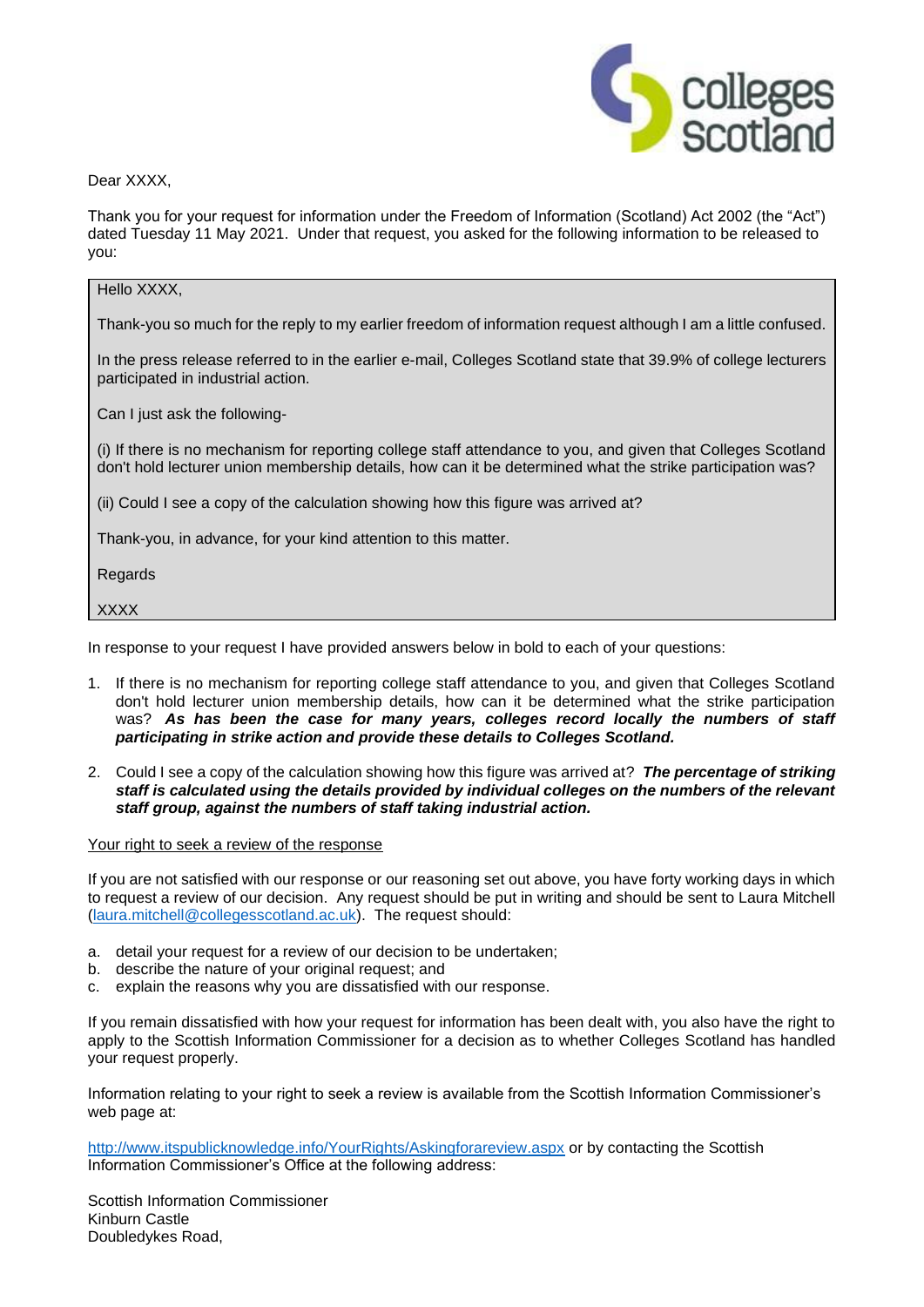Dear XXXX,

Thank you for your request for information under the Freedom of Information (Scotland) Act 2002 (the "Act") dated Tuesday 11 May 2021. Under that request, you asked for the following information to be released to you:

> Hello XXXX,
>
> Thank-you so much for the reply to my earlier freedom of information request although I am a little confused.
>
> In the press release referred to in the earlier e-mail, Colleges Scotland state that 39.9% of college lecturers participated in industrial action.
>
> Can I just ask the following-
>
> (i) If there is no mechanism for reporting college staff attendance to you, and given that Colleges Scotland don't hold lecturer union membership details, how can it be determined what the strike participation was?
>
> (ii) Could I see a copy of the calculation showing how this figure was arrived at?
>
> Thank-you, in advance, for your kind attention to this matter.
>
> Regards
>
> XXXX

In response to your request I have provided answers below in bold to each of your questions:

1. If there is no mechanism for reporting college staff attendance to you, and given that Colleges Scotland don't hold lecturer union membership details, how can it be determined what the strike participation was? ***As has been the case for many years, colleges record locally the numbers of staff participating in strike action and provide these details to Colleges Scotland.***

2. Could I see a copy of the calculation showing how this figure was arrived at? ***The percentage of striking staff is calculated using the details provided by individual colleges on the numbers of the relevant staff group, against the numbers of staff taking industrial action.***

Your right to seek a review of the response

If you are not satisfied with our response or our reasoning set out above, you have forty working days in which to request a review of our decision. Any request should be put in writing and should be sent to Laura Mitchell ([laura.mitchell@collegesscotland.ac.uk](mailto:laura.mitchell@collegesscotland.ac.uk)). The request should:

a. detail your request for a review of our decision to be undertaken;
b. describe the nature of your original request; and
c. explain the reasons why you are dissatisfied with our response.

If you remain dissatisfied with how your request for information has been dealt with, you also have the right to apply to the Scottish Information Commissioner for a decision as to whether Colleges Scotland has handled your request properly.

Information relating to your right to seek a review is available from the Scottish Information Commissioner's web page at:

[http://www.itspublicknowledge.info/YourRights/Askingforareview.aspx](http://www.itspublicknowledge.info/YourRights/Askingforareview.aspx) or by contacting the Scottish Information Commissioner's Office at the following address:

Scottish Information Commissioner
Kinburn Castle
Doubledykes Road,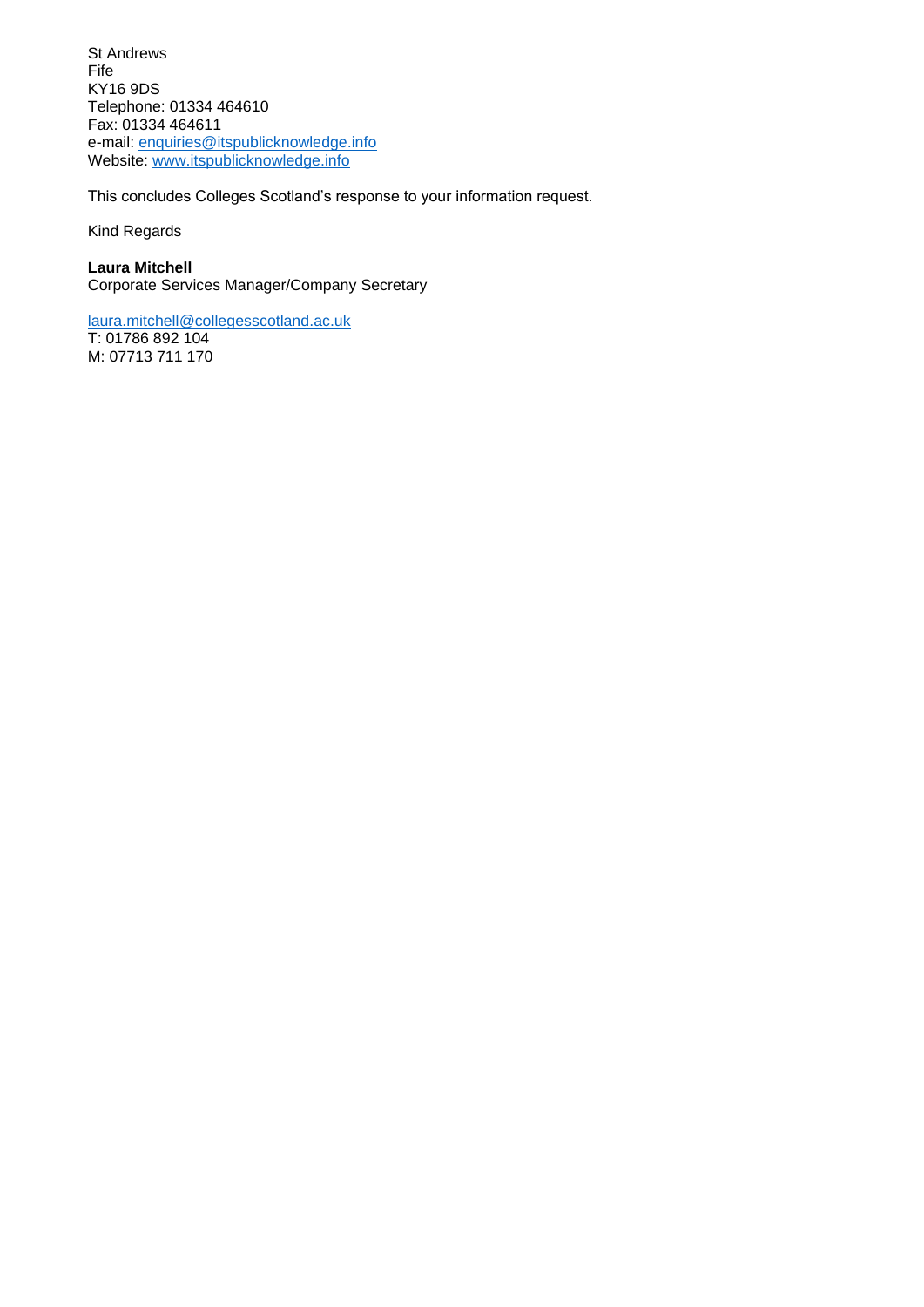St Andrews
Fife
KY16 9DS
Telephone: 01334 464610
Fax: 01334 464611
e-mail: enquiries@itspublicknowledge.info
Website: www.itspublicknowledge.info

This concludes Colleges Scotland's response to your information request.

Kind Regards

**Laura Mitchell**
Corporate Services Manager/Company Secretary

laura.mitchell@collegesscotland.ac.uk
T: 01786 892 104
M: 07713 711 170